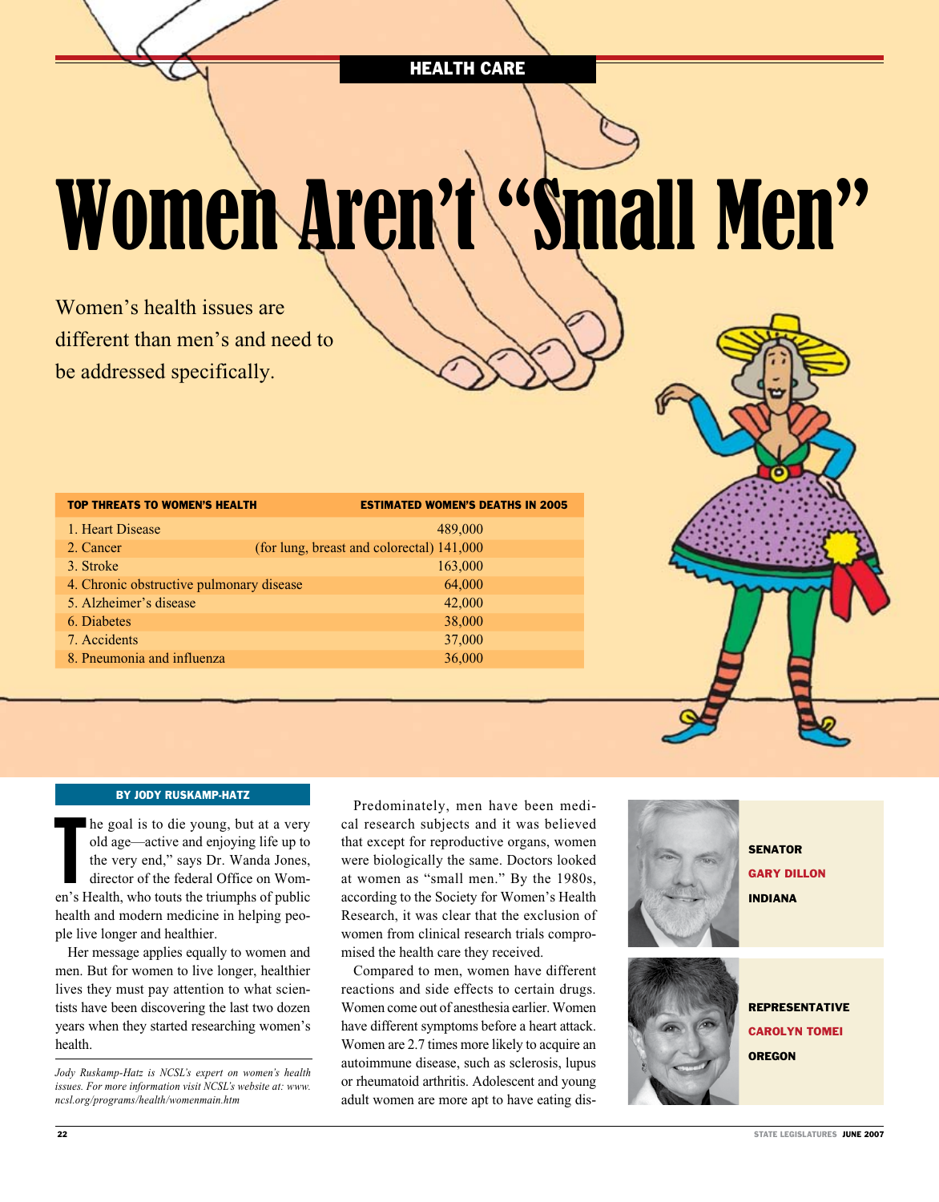HEALTH CARE

# Women Aren't "Small Men"

Women's health issues are different than men's and need to be addressed specifically.

| TOP THREATS TO WOMEN'S HEALTH | ESTIMATED WOMEN'S DEATHS IN 2005 |
|---|---|
| 1. Heart Disease | 489,000 |
| 2. Cancer | (for lung, breast and colorectal) 141,000 |
| 3. Stroke | 163,000 |
| 4. Chronic obstructive pulmonary disease | 64,000 |
| 5. Alzheimer's disease | 42,000 |
| 6. Diabetes | 38,000 |
| 7. Accidents | 37,000 |
| 8. Pneumonia and influenza | 36,000 |

**BY JODY RUSKAMP-HATZ**

"The goal is to die young, but at a very old age—active and enjoying life up to the very end," says Dr. Wanda Jones, director of the federal Office on Women's Health, who touts the triumphs of public health and modern medicine in helping people live longer and healthier.

Her message applies equally to women and men. But for women to live longer, healthier lives they must pay attention to what scientists have been discovering the last two dozen years when they started researching women's health.

*Jody Ruskamp-Hatz is NCSL's expert on women's health issues. For more information visit NCSL's website at: www.ncsl.org/programs/health/womenmain.htm*

Predominately, men have been medical research subjects and it was believed that except for reproductive organs, women were biologically the same. Doctors looked at women as "small men." By the 1980s, according to the Society for Women's Health Research, it was clear that the exclusion of women from clinical research trials compromised the health care they received.

Compared to men, women have different reactions and side effects to certain drugs. Women come out of anesthesia earlier. Women have different symptoms before a heart attack. Women are 2.7 times more likely to acquire an autoimmune disease, such as sclerosis, lupus or rheumatoid arthritis. Adolescent and young adult women are more apt to have eating dis-

**SENATOR**
**GARY DILLON**
**INDIANA**

**REPRESENTATIVE**
**CAROLYN TOMEI**
**OREGON**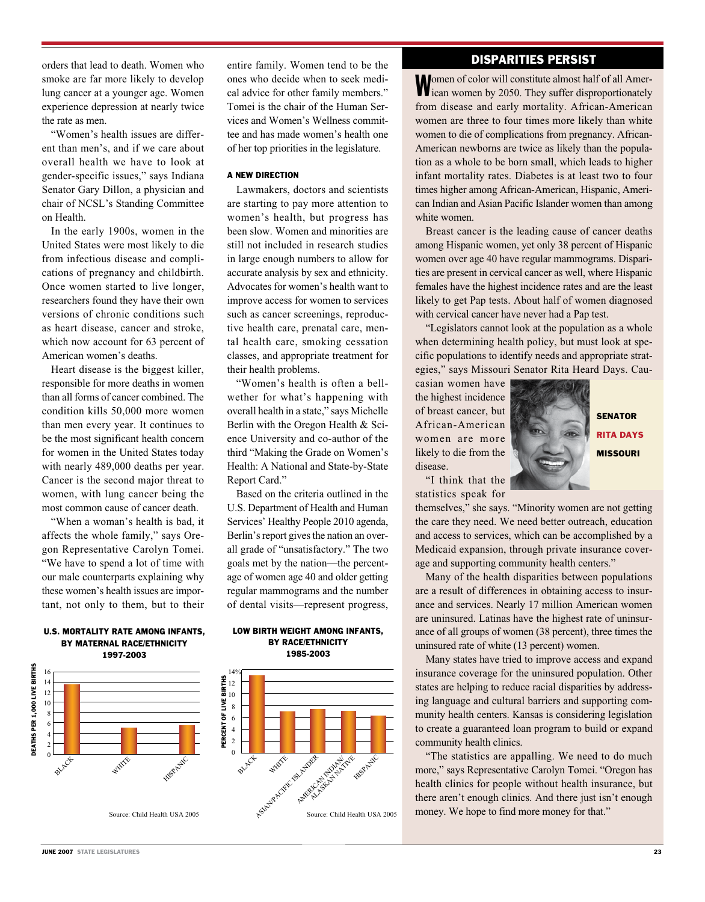orders that lead to death. Women who smoke are far more likely to develop lung cancer at a younger age. Women experience depression at nearly twice the rate as men.

"Women's health issues are different than men's, and if we care about overall health we have to look at gender-specific issues," says Indiana Senator Gary Dillon, a physician and chair of NCSL's Standing Committee on Health.

In the early 1900s, women in the United States were most likely to die from infectious disease and complications of pregnancy and childbirth. Once women started to live longer, researchers found they have their own versions of chronic conditions such as heart disease, cancer and stroke, which now account for 63 percent of American women's deaths.

Heart disease is the biggest killer, responsible for more deaths in women than all forms of cancer combined. The condition kills 50,000 more women than men every year. It continues to be the most significant health concern for women in the United States today with nearly 489,000 deaths per year. Cancer is the second major threat to women, with lung cancer being the most common cause of cancer death.

"When a woman's health is bad, it affects the whole family," says Oregon Representative Carolyn Tomei. "We have to spend a lot of time with our male counterparts explaining why these women's health issues are important, not only to them, but to their entire family. Women tend to be the ones who decide when to seek medical advice for other family members." Tomei is the chair of the Human Services and Women's Wellness committee and has made women's health one of her top priorities in the legislature.

### A NEW DIRECTION

Lawmakers, doctors and scientists are starting to pay more attention to women's health, but progress has been slow. Women and minorities are still not included in research studies in large enough numbers to allow for accurate analysis by sex and ethnicity. Advocates for women's health want to improve access for women to services such as cancer screenings, reproductive health care, prenatal care, mental health care, smoking cessation classes, and appropriate treatment for their health problems.

"Women's health is often a bellwether for what's happening with overall health in a state," says Michelle Berlin with the Oregon Health & Science University and co-author of the third "Making the Grade on Women's Health: A National and State-by-State Report Card."

Based on the criteria outlined in the U.S. Department of Health and Human Services' Healthy People 2010 agenda, Berlin's report gives the nation an overall grade of "unsatisfactory." The two goals met by the nation—the percentage of women age 40 and older getting regular mammograms and the number of dental visits—represent progress,

**U.S. MORTALITY RATE AMONG INFANTS, BY MATERNAL RACE/ETHNICITY 1997-2003**

| Race/Ethnicity | Deaths per 1,000 live births (approx.) |
|---|---|
| Black | 13.5 |
| White | 5 |
| Hispanic | 5.5 |

Source: Child Health USA 2005

**LOW BIRTH WEIGHT AMONG INFANTS, BY RACE/ETHNICITY 1985-2003**

| Race/Ethnicity | Percent of live births (approx.) |
|---|---|
| Black | 13 |
| White | 7 |
| Asian/Pacific Islander | 7.5 |
| American Indian/Alaskan Native | 7.2 |
| Hispanic | 6.3 |

Source: Child Health USA 2005

## DISPARITIES PERSIST

Women of color will constitute almost half of all American women by 2050. They suffer disproportionately from disease and early mortality. African-American women are three to four times more likely than white women to die of complications from pregnancy. African-American newborns are twice as likely than the population as a whole to be born small, which leads to higher infant mortality rates. Diabetes is at least two to four times higher among African-American, Hispanic, American Indian and Asian Pacific Islander women than among white women.

Breast cancer is the leading cause of cancer deaths among Hispanic women, yet only 38 percent of Hispanic women over age 40 have regular mammograms. Disparities are present in cervical cancer as well, where Hispanic females have the highest incidence rates and are the least likely to get Pap tests. About half of women diagnosed with cervical cancer have never had a Pap test.

"Legislators cannot look at the population as a whole when determining health policy, but must look at specific populations to identify needs and appropriate strategies," says Missouri Senator Rita Heard Days. Caucasian women have the highest incidence of breast cancer, but African-American women are more likely to die from the disease.

**SENATOR RITA DAYS MISSOURI**

"I think that the statistics speak for themselves," she says. "Minority women are not getting the care they need. We need better outreach, education and access to services, which can be accomplished by a Medicaid expansion, through private insurance coverage and supporting community health centers."

Many of the health disparities between populations are a result of differences in obtaining access to insurance and services. Nearly 17 million American women are uninsured. Latinas have the highest rate of uninsurance of all groups of women (38 percent), three times the uninsured rate of white (13 percent) women.

Many states have tried to improve access and expand insurance coverage for the uninsured population. Other states are helping to reduce racial disparities by addressing language and cultural barriers and supporting community health centers. Kansas is considering legislation to create a guaranteed loan program to build or expand community health clinics.

"The statistics are appalling. We need to do much more," says Representative Carolyn Tomei. "Oregon has health clinics for people without health insurance, but there aren't enough clinics. And there just isn't enough money. We hope to find more money for that."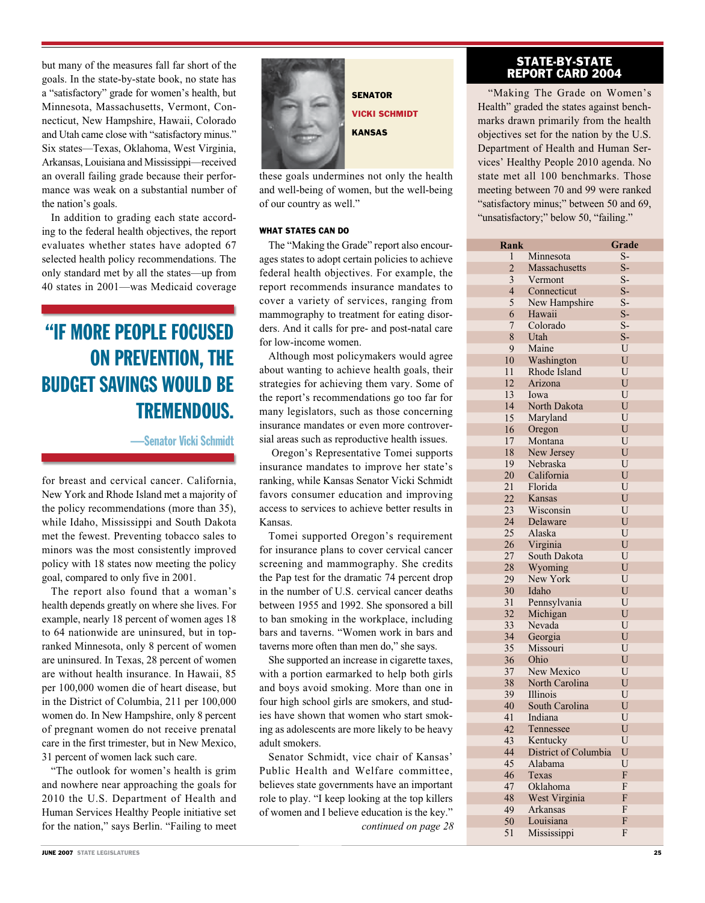but many of the measures fall far short of the goals. In the state-by-state book, no state has a "satisfactory" grade for women's health, but Minnesota, Massachusetts, Vermont, Connecticut, New Hampshire, Hawaii, Colorado and Utah came close with "satisfactory minus." Six states—Texas, Oklahoma, West Virginia, Arkansas, Louisiana and Mississippi—received an overall failing grade because their performance was weak on a substantial number of the nation's goals.

In addition to grading each state according to the federal health objectives, the report evaluates whether states have adopted 67 selected health policy recommendations. The only standard met by all the states—up from 40 states in 2001—was Medicaid coverage for breast and cervical cancer. California, New York and Rhode Island met a majority of the policy recommendations (more than 35), while Idaho, Mississippi and South Dakota met the fewest. Preventing tobacco sales to minors was the most consistently improved policy with 18 states now meeting the policy goal, compared to only five in 2001.

> **"IF MORE PEOPLE FOCUSED ON PREVENTION, THE BUDGET SAVINGS WOULD BE TREMENDOUS.**
>
> —Senator Vicki Schmidt

The report also found that a woman's health depends greatly on where she lives. For example, nearly 18 percent of women ages 18 to 64 nationwide are uninsured, but in top-ranked Minnesota, only 8 percent of women are uninsured. In Texas, 28 percent of women are without health insurance. In Hawaii, 85 per 100,000 women die of heart disease, but in the District of Columbia, 211 per 100,000 women do. In New Hampshire, only 8 percent of pregnant women do not receive prenatal care in the first trimester, but in New Mexico, 31 percent of women lack such care.

"The outlook for women's health is grim and nowhere near approaching the goals for 2010 the U.S. Department of Health and Human Services Healthy People initiative set for the nation," says Berlin. "Failing to meet these goals undermines not only the health and well-being of women, but the well-being of our country as well."

**SENATOR VICKI SCHMIDT KANSAS**

#### WHAT STATES CAN DO

The "Making the Grade" report also encourages states to adopt certain policies to achieve federal health objectives. For example, the report recommends insurance mandates to cover a variety of services, ranging from mammography to treatment for eating disorders. And it calls for pre- and post-natal care for low-income women.

Although most policymakers would agree about wanting to achieve health goals, their strategies for achieving them vary. Some of the report's recommendations go too far for many legislators, such as those concerning insurance mandates or even more controversial areas such as reproductive health issues.

Oregon's Representative Tomei supports insurance mandates to improve her state's ranking, while Kansas Senator Vicki Schmidt favors consumer education and improving access to services to achieve better results in Kansas.

Tomei supported Oregon's requirement for insurance plans to cover cervical cancer screening and mammography. She credits the Pap test for the dramatic 74 percent drop in the number of U.S. cervical cancer deaths between 1955 and 1992. She sponsored a bill to ban smoking in the workplace, including bars and taverns. "Women work in bars and taverns more often than men do," she says.

She supported an increase in cigarette taxes, with a portion earmarked to help both girls and boys avoid smoking. More than one in four high school girls are smokers, and studies have shown that women who start smoking as adolescents are more likely to be heavy adult smokers.

Senator Schmidt, vice chair of Kansas' Public Health and Welfare committee, believes state governments have an important role to play. "I keep looking at the top killers of women and I believe education is the key."

*continued on page 28*

### STATE-BY-STATE REPORT CARD 2004

"Making The Grade on Women's Health" graded the states against benchmarks drawn primarily from the health objectives set for the nation by the U.S. Department of Health and Human Services' Healthy People 2010 agenda. No state met all 100 benchmarks. Those meeting between 70 and 99 were ranked "satisfactory minus;" between 50 and 69, "unsatisfactory;" below 50, "failing."

| Rank | | Grade |
|---|---|---|
| 1 | Minnesota | S- |
| 2 | Massachusetts | S- |
| 3 | Vermont | S- |
| 4 | Connecticut | S- |
| 5 | New Hampshire | S- |
| 6 | Hawaii | S- |
| 7 | Colorado | S- |
| 8 | Utah | S- |
| 9 | Maine | U |
| 10 | Washington | U |
| 11 | Rhode Island | U |
| 12 | Arizona | U |
| 13 | Iowa | U |
| 14 | North Dakota | U |
| 15 | Maryland | U |
| 16 | Oregon | U |
| 17 | Montana | U |
| 18 | New Jersey | U |
| 19 | Nebraska | U |
| 20 | California | U |
| 21 | Florida | U |
| 22 | Kansas | U |
| 23 | Wisconsin | U |
| 24 | Delaware | U |
| 25 | Alaska | U |
| 26 | Virginia | U |
| 27 | South Dakota | U |
| 28 | Wyoming | U |
| 29 | New York | U |
| 30 | Idaho | U |
| 31 | Pennsylvania | U |
| 32 | Michigan | U |
| 33 | Nevada | U |
| 34 | Georgia | U |
| 35 | Missouri | U |
| 36 | Ohio | U |
| 37 | New Mexico | U |
| 38 | North Carolina | U |
| 39 | Illinois | U |
| 40 | South Carolina | U |
| 41 | Indiana | U |
| 42 | Tennessee | U |
| 43 | Kentucky | U |
| 44 | District of Columbia | U |
| 45 | Alabama | U |
| 46 | Texas | F |
| 47 | Oklahoma | F |
| 48 | West Virginia | F |
| 49 | Arkansas | F |
| 50 | Louisiana | F |
| 51 | Mississippi | F |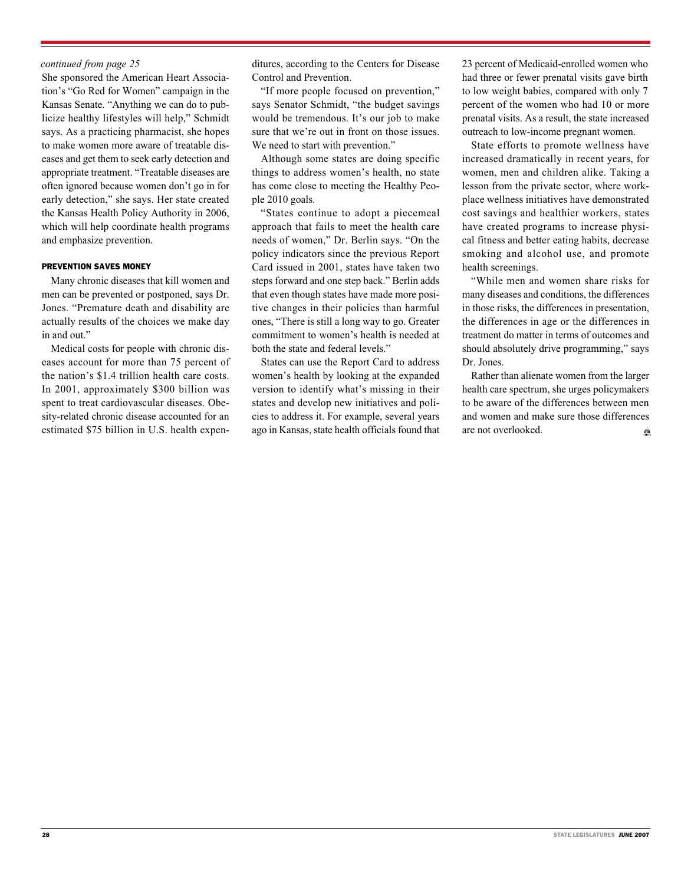*continued from page 25*

She sponsored the American Heart Association's "Go Red for Women" campaign in the Kansas Senate. "Anything we can do to publicize healthy lifestyles will help," Schmidt says. As a practicing pharmacist, she hopes to make women more aware of treatable diseases and get them to seek early detection and appropriate treatment. "Treatable diseases are often ignored because women don't go in for early detection," she says. Her state created the Kansas Health Policy Authority in 2006, which will help coordinate health programs and emphasize prevention.

#### PREVENTION SAVES MONEY

Many chronic diseases that kill women and men can be prevented or postponed, says Dr. Jones. "Premature death and disability are actually results of the choices we make day in and out."

Medical costs for people with chronic diseases account for more than 75 percent of the nation's $1.4 trillion health care costs. In 2001, approximately $300 billion was spent to treat cardiovascular diseases. Obesity-related chronic disease accounted for an estimated $75 billion in U.S. health expenditures, according to the Centers for Disease Control and Prevention.

"If more people focused on prevention," says Senator Schmidt, "the budget savings would be tremendous. It's our job to make sure that we're out in front on those issues. We need to start with prevention."

Although some states are doing specific things to address women's health, no state has come close to meeting the Healthy People 2010 goals.

"States continue to adopt a piecemeal approach that fails to meet the health care needs of women," Dr. Berlin says. "On the policy indicators since the previous Report Card issued in 2001, states have taken two steps forward and one step back." Berlin adds that even though states have made more positive changes in their policies than harmful ones, "There is still a long way to go. Greater commitment to women's health is needed at both the state and federal levels."

States can use the Report Card to address women's health by looking at the expanded version to identify what's missing in their states and develop new initiatives and policies to address it. For example, several years ago in Kansas, state health officials found that 23 percent of Medicaid-enrolled women who had three or fewer prenatal visits gave birth to low weight babies, compared with only 7 percent of the women who had 10 or more prenatal visits. As a result, the state increased outreach to low-income pregnant women.

State efforts to promote wellness have increased dramatically in recent years, for women, men and children alike. Taking a lesson from the private sector, where workplace wellness initiatives have demonstrated cost savings and healthier workers, states have created programs to increase physical fitness and better eating habits, decrease smoking and alcohol use, and promote health screenings.

"While men and women share risks for many diseases and conditions, the differences in those risks, the differences in presentation, the differences in age or the differences in treatment do matter in terms of outcomes and should absolutely drive programming," says Dr. Jones.

Rather than alienate women from the larger health care spectrum, she urges policymakers to be aware of the differences between men and women and make sure those differences are not overlooked.